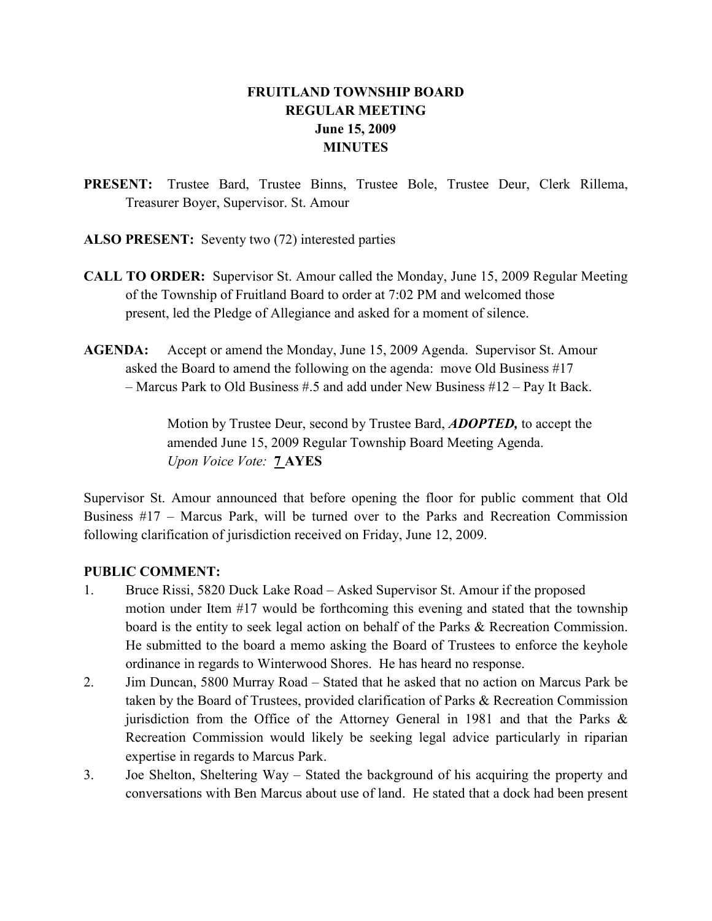# FRUITLAND TOWNSHIP BOARD
## REGULAR MEETING
## June 15, 2009
## MINUTES

**PRESENT:** Trustee Bard, Trustee Binns, Trustee Bole, Trustee Deur, Clerk Rillema, Treasurer Boyer, Supervisor. St. Amour

**ALSO PRESENT:** Seventy two (72) interested parties

**CALL TO ORDER:** Supervisor St. Amour called the Monday, June 15, 2009 Regular Meeting of the Township of Fruitland Board to order at 7:02 PM and welcomed those present, led the Pledge of Allegiance and asked for a moment of silence.

**AGENDA:** Accept or amend the Monday, June 15, 2009 Agenda. Supervisor St. Amour asked the Board to amend the following on the agenda: move Old Business #17 – Marcus Park to Old Business #.5 and add under New Business #12 – Pay It Back.

> Motion by Trustee Deur, second by Trustee Bard, ***ADOPTED,*** to accept the amended June 15, 2009 Regular Township Board Meeting Agenda.
> *Upon Voice Vote:* **7 AYES**

Supervisor St. Amour announced that before opening the floor for public comment that Old Business #17 – Marcus Park, will be turned over to the Parks and Recreation Commission following clarification of jurisdiction received on Friday, June 12, 2009.

**PUBLIC COMMENT:**

1. Bruce Rissi, 5820 Duck Lake Road – Asked Supervisor St. Amour if the proposed motion under Item #17 would be forthcoming this evening and stated that the township board is the entity to seek legal action on behalf of the Parks & Recreation Commission. He submitted to the board a memo asking the Board of Trustees to enforce the keyhole ordinance in regards to Winterwood Shores. He has heard no response.
2. Jim Duncan, 5800 Murray Road – Stated that he asked that no action on Marcus Park be taken by the Board of Trustees, provided clarification of Parks & Recreation Commission jurisdiction from the Office of the Attorney General in 1981 and that the Parks & Recreation Commission would likely be seeking legal advice particularly in riparian expertise in regards to Marcus Park.
3. Joe Shelton, Sheltering Way – Stated the background of his acquiring the property and conversations with Ben Marcus about use of land. He stated that a dock had been present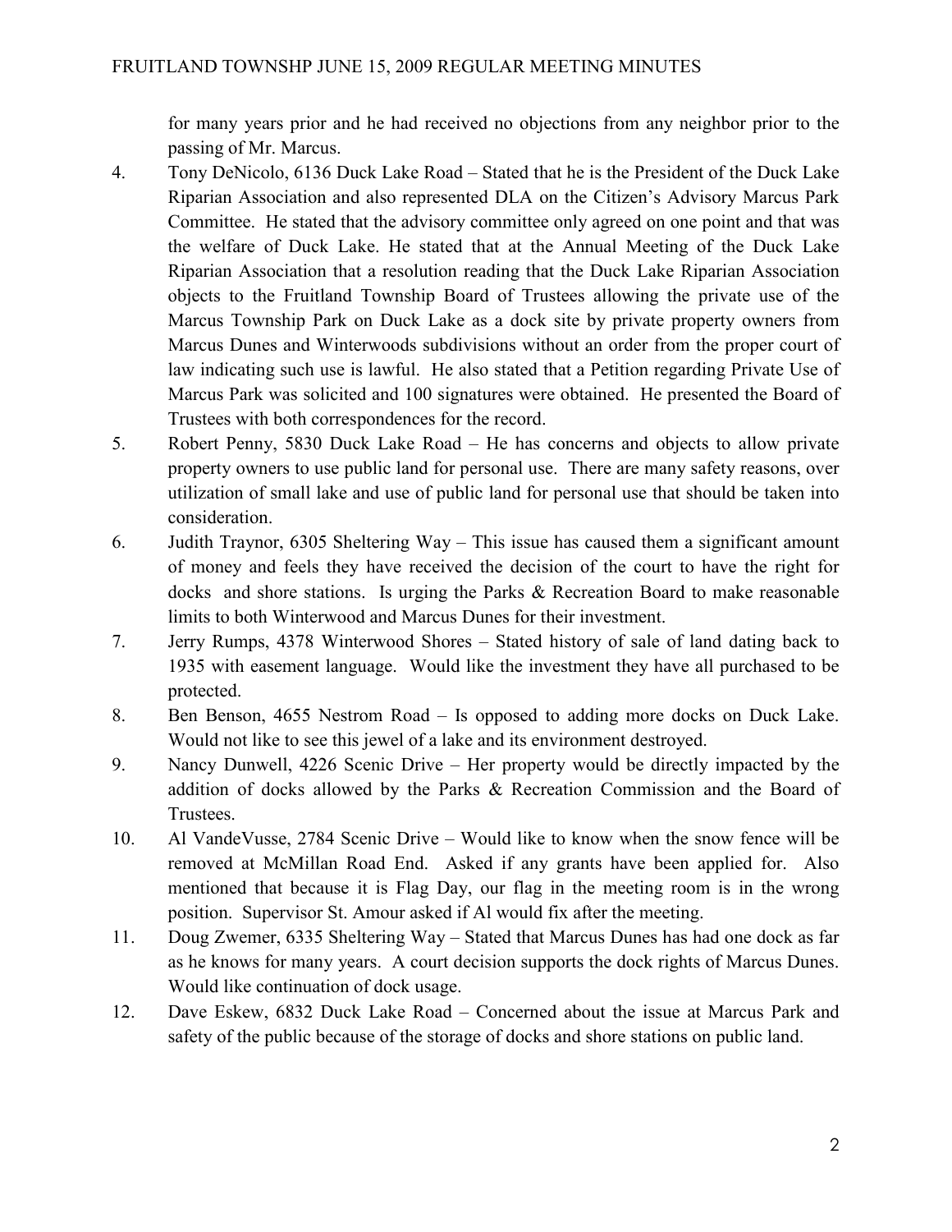for many years prior and he had received no objections from any neighbor prior to the passing of Mr. Marcus.

4. Tony DeNicolo, 6136 Duck Lake Road – Stated that he is the President of the Duck Lake Riparian Association and also represented DLA on the Citizen's Advisory Marcus Park Committee. He stated that the advisory committee only agreed on one point and that was the welfare of Duck Lake. He stated that at the Annual Meeting of the Duck Lake Riparian Association that a resolution reading that the Duck Lake Riparian Association objects to the Fruitland Township Board of Trustees allowing the private use of the Marcus Township Park on Duck Lake as a dock site by private property owners from Marcus Dunes and Winterwoods subdivisions without an order from the proper court of law indicating such use is lawful. He also stated that a Petition regarding Private Use of Marcus Park was solicited and 100 signatures were obtained. He presented the Board of Trustees with both correspondences for the record.
5. Robert Penny, 5830 Duck Lake Road – He has concerns and objects to allow private property owners to use public land for personal use. There are many safety reasons, over utilization of small lake and use of public land for personal use that should be taken into consideration.
6. Judith Traynor, 6305 Sheltering Way – This issue has caused them a significant amount of money and feels they have received the decision of the court to have the right for docks and shore stations. Is urging the Parks & Recreation Board to make reasonable limits to both Winterwood and Marcus Dunes for their investment.
7. Jerry Rumps, 4378 Winterwood Shores – Stated history of sale of land dating back to 1935 with easement language. Would like the investment they have all purchased to be protected.
8. Ben Benson, 4655 Nestrom Road – Is opposed to adding more docks on Duck Lake. Would not like to see this jewel of a lake and its environment destroyed.
9. Nancy Dunwell, 4226 Scenic Drive – Her property would be directly impacted by the addition of docks allowed by the Parks & Recreation Commission and the Board of Trustees.
10. Al VandeVusse, 2784 Scenic Drive – Would like to know when the snow fence will be removed at McMillan Road End. Asked if any grants have been applied for. Also mentioned that because it is Flag Day, our flag in the meeting room is in the wrong position. Supervisor St. Amour asked if Al would fix after the meeting.
11. Doug Zwemer, 6335 Sheltering Way – Stated that Marcus Dunes has had one dock as far as he knows for many years. A court decision supports the dock rights of Marcus Dunes. Would like continuation of dock usage.
12. Dave Eskew, 6832 Duck Lake Road – Concerned about the issue at Marcus Park and safety of the public because of the storage of docks and shore stations on public land.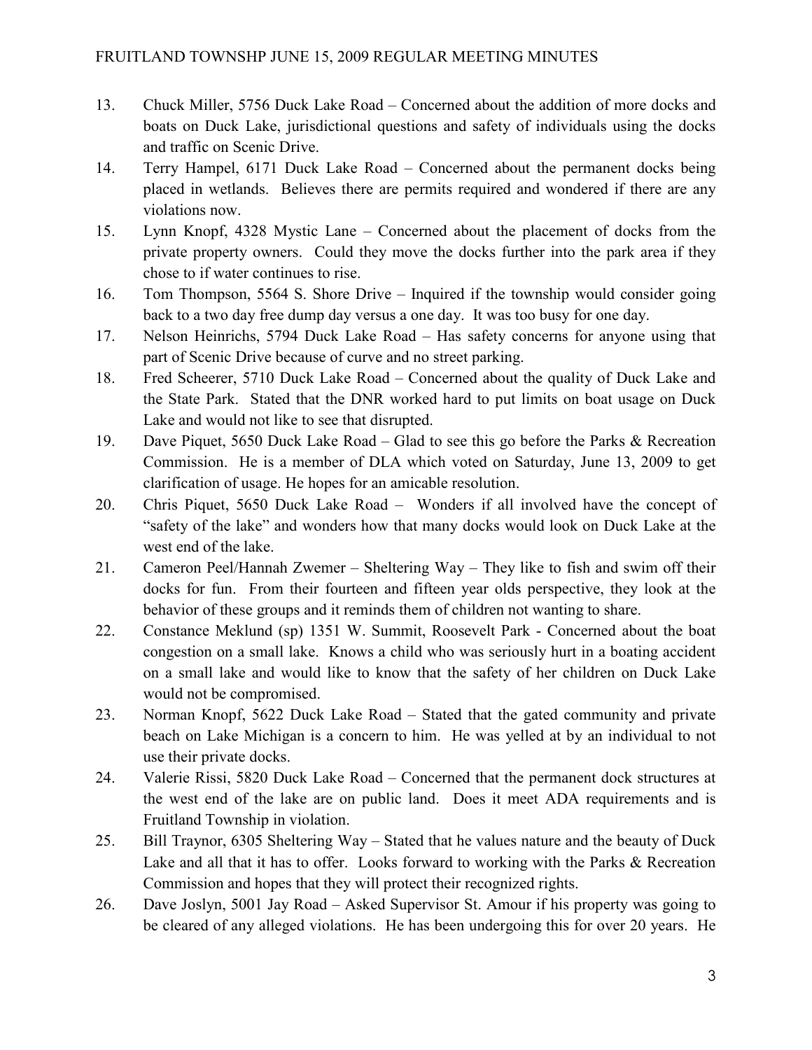13. Chuck Miller, 5756 Duck Lake Road – Concerned about the addition of more docks and boats on Duck Lake, jurisdictional questions and safety of individuals using the docks and traffic on Scenic Drive.
14. Terry Hampel, 6171 Duck Lake Road – Concerned about the permanent docks being placed in wetlands. Believes there are permits required and wondered if there are any violations now.
15. Lynn Knopf, 4328 Mystic Lane – Concerned about the placement of docks from the private property owners. Could they move the docks further into the park area if they chose to if water continues to rise.
16. Tom Thompson, 5564 S. Shore Drive – Inquired if the township would consider going back to a two day free dump day versus a one day. It was too busy for one day.
17. Nelson Heinrichs, 5794 Duck Lake Road – Has safety concerns for anyone using that part of Scenic Drive because of curve and no street parking.
18. Fred Scheerer, 5710 Duck Lake Road – Concerned about the quality of Duck Lake and the State Park. Stated that the DNR worked hard to put limits on boat usage on Duck Lake and would not like to see that disrupted.
19. Dave Piquet, 5650 Duck Lake Road – Glad to see this go before the Parks & Recreation Commission. He is a member of DLA which voted on Saturday, June 13, 2009 to get clarification of usage. He hopes for an amicable resolution.
20. Chris Piquet, 5650 Duck Lake Road – Wonders if all involved have the concept of "safety of the lake" and wonders how that many docks would look on Duck Lake at the west end of the lake.
21. Cameron Peel/Hannah Zwemer – Sheltering Way – They like to fish and swim off their docks for fun. From their fourteen and fifteen year olds perspective, they look at the behavior of these groups and it reminds them of children not wanting to share.
22. Constance Meklund (sp) 1351 W. Summit, Roosevelt Park - Concerned about the boat congestion on a small lake. Knows a child who was seriously hurt in a boating accident on a small lake and would like to know that the safety of her children on Duck Lake would not be compromised.
23. Norman Knopf, 5622 Duck Lake Road – Stated that the gated community and private beach on Lake Michigan is a concern to him. He was yelled at by an individual to not use their private docks.
24. Valerie Rissi, 5820 Duck Lake Road – Concerned that the permanent dock structures at the west end of the lake are on public land. Does it meet ADA requirements and is Fruitland Township in violation.
25. Bill Traynor, 6305 Sheltering Way – Stated that he values nature and the beauty of Duck Lake and all that it has to offer. Looks forward to working with the Parks & Recreation Commission and hopes that they will protect their recognized rights.
26. Dave Joslyn, 5001 Jay Road – Asked Supervisor St. Amour if his property was going to be cleared of any alleged violations. He has been undergoing this for over 20 years. He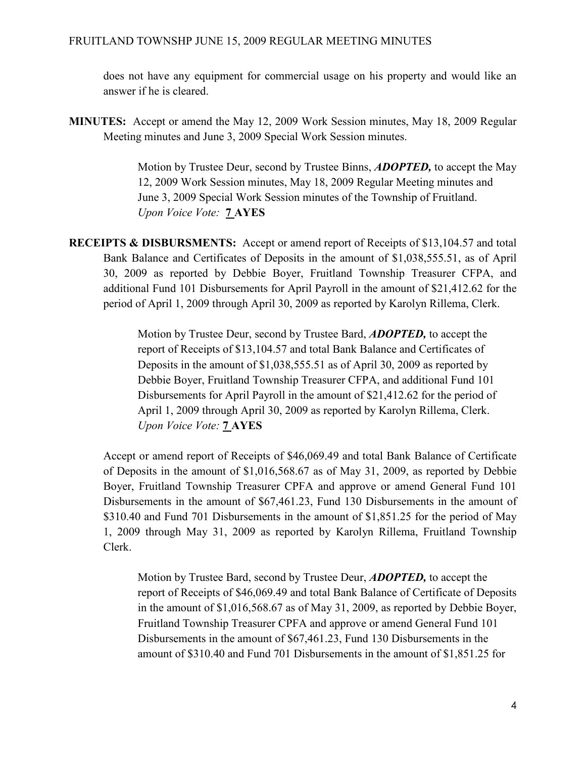does not have any equipment for commercial usage on his property and would like an answer if he is cleared.

**MINUTES:** Accept or amend the May 12, 2009 Work Session minutes, May 18, 2009 Regular Meeting minutes and June 3, 2009 Special Work Session minutes.

> Motion by Trustee Deur, second by Trustee Binns, ***ADOPTED,*** to accept the May 12, 2009 Work Session minutes, May 18, 2009 Regular Meeting minutes and June 3, 2009 Special Work Session minutes of the Township of Fruitland.
> *Upon Voice Vote:* **7 AYES**

**RECEIPTS & DISBURSMENTS:** Accept or amend report of Receipts of $13,104.57 and total Bank Balance and Certificates of Deposits in the amount of $1,038,555.51, as of April 30, 2009 as reported by Debbie Boyer, Fruitland Township Treasurer CFPA, and additional Fund 101 Disbursements for April Payroll in the amount of $21,412.62 for the period of April 1, 2009 through April 30, 2009 as reported by Karolyn Rillema, Clerk.

> Motion by Trustee Deur, second by Trustee Bard, ***ADOPTED,*** to accept the report of Receipts of $13,104.57 and total Bank Balance and Certificates of Deposits in the amount of $1,038,555.51 as of April 30, 2009 as reported by Debbie Boyer, Fruitland Township Treasurer CFPA, and additional Fund 101 Disbursements for April Payroll in the amount of $21,412.62 for the period of April 1, 2009 through April 30, 2009 as reported by Karolyn Rillema, Clerk.
> *Upon Voice Vote:* **7 AYES**

Accept or amend report of Receipts of $46,069.49 and total Bank Balance of Certificate of Deposits in the amount of $1,016,568.67 as of May 31, 2009, as reported by Debbie Boyer, Fruitland Township Treasurer CPFA and approve or amend General Fund 101 Disbursements in the amount of $67,461.23, Fund 130 Disbursements in the amount of $310.40 and Fund 701 Disbursements in the amount of $1,851.25 for the period of May 1, 2009 through May 31, 2009 as reported by Karolyn Rillema, Fruitland Township Clerk.

> Motion by Trustee Bard, second by Trustee Deur, ***ADOPTED,*** to accept the report of Receipts of $46,069.49 and total Bank Balance of Certificate of Deposits in the amount of $1,016,568.67 as of May 31, 2009, as reported by Debbie Boyer, Fruitland Township Treasurer CPFA and approve or amend General Fund 101 Disbursements in the amount of $67,461.23, Fund 130 Disbursements in the amount of $310.40 and Fund 701 Disbursements in the amount of $1,851.25 for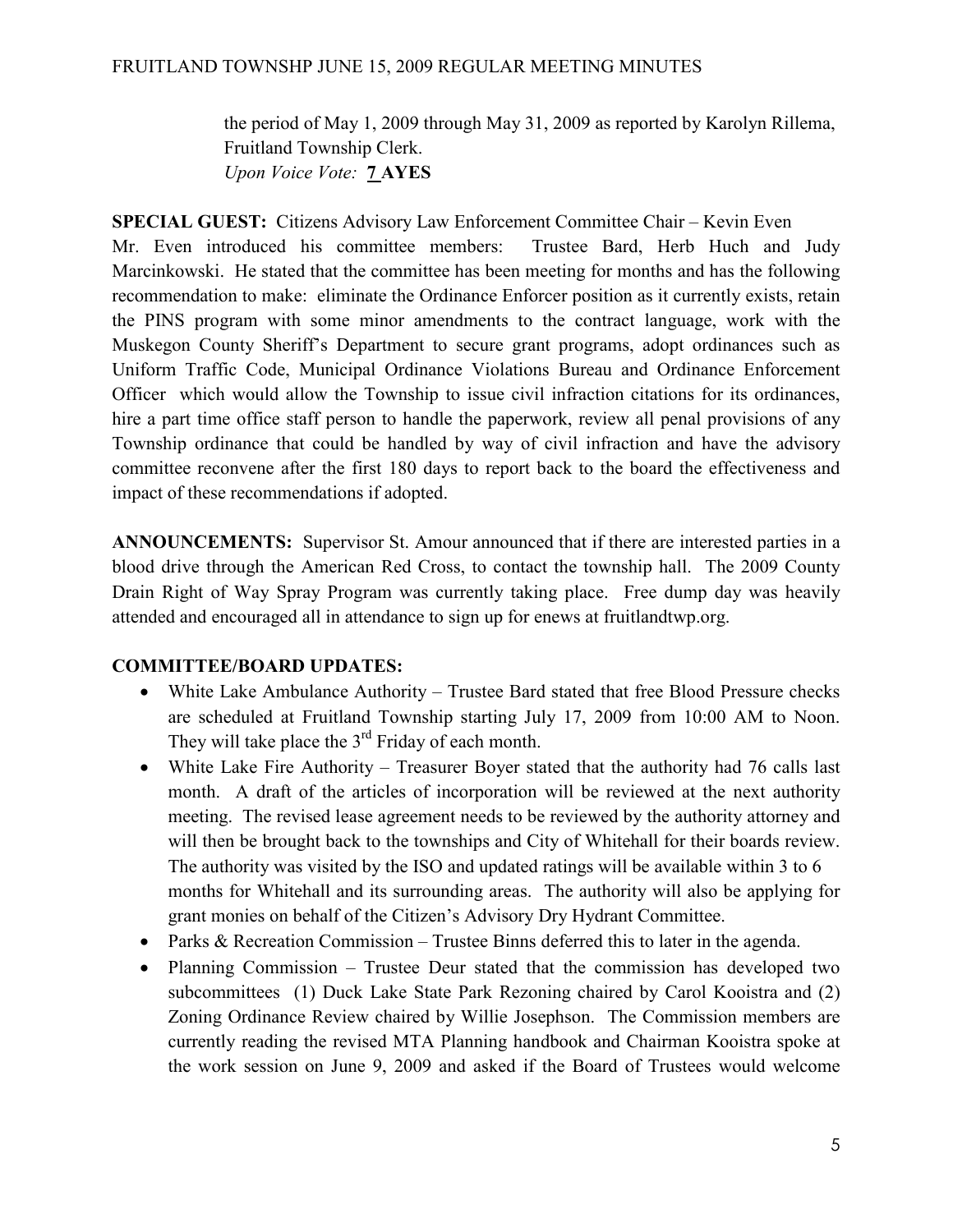the period of May 1, 2009 through May 31, 2009 as reported by Karolyn Rillema, Fruitland Township Clerk.
*Upon Voice Vote:* **7 AYES**

**SPECIAL GUEST:** Citizens Advisory Law Enforcement Committee Chair – Kevin Even
Mr. Even introduced his committee members: Trustee Bard, Herb Huch and Judy Marcinkowski. He stated that the committee has been meeting for months and has the following recommendation to make: eliminate the Ordinance Enforcer position as it currently exists, retain the PINS program with some minor amendments to the contract language, work with the Muskegon County Sheriff's Department to secure grant programs, adopt ordinances such as Uniform Traffic Code, Municipal Ordinance Violations Bureau and Ordinance Enforcement Officer which would allow the Township to issue civil infraction citations for its ordinances, hire a part time office staff person to handle the paperwork, review all penal provisions of any Township ordinance that could be handled by way of civil infraction and have the advisory committee reconvene after the first 180 days to report back to the board the effectiveness and impact of these recommendations if adopted.

**ANNOUNCEMENTS:** Supervisor St. Amour announced that if there are interested parties in a blood drive through the American Red Cross, to contact the township hall. The 2009 County Drain Right of Way Spray Program was currently taking place. Free dump day was heavily attended and encouraged all in attendance to sign up for enews at fruitlandtwp.org.

**COMMITTEE/BOARD UPDATES:**

- White Lake Ambulance Authority – Trustee Bard stated that free Blood Pressure checks are scheduled at Fruitland Township starting July 17, 2009 from 10:00 AM to Noon. They will take place the 3rd Friday of each month.
- White Lake Fire Authority – Treasurer Boyer stated that the authority had 76 calls last month. A draft of the articles of incorporation will be reviewed at the next authority meeting. The revised lease agreement needs to be reviewed by the authority attorney and will then be brought back to the townships and City of Whitehall for their boards review. The authority was visited by the ISO and updated ratings will be available within 3 to 6 months for Whitehall and its surrounding areas. The authority will also be applying for grant monies on behalf of the Citizen's Advisory Dry Hydrant Committee.
- Parks & Recreation Commission – Trustee Binns deferred this to later in the agenda.
- Planning Commission – Trustee Deur stated that the commission has developed two subcommittees (1) Duck Lake State Park Rezoning chaired by Carol Kooistra and (2) Zoning Ordinance Review chaired by Willie Josephson. The Commission members are currently reading the revised MTA Planning handbook and Chairman Kooistra spoke at the work session on June 9, 2009 and asked if the Board of Trustees would welcome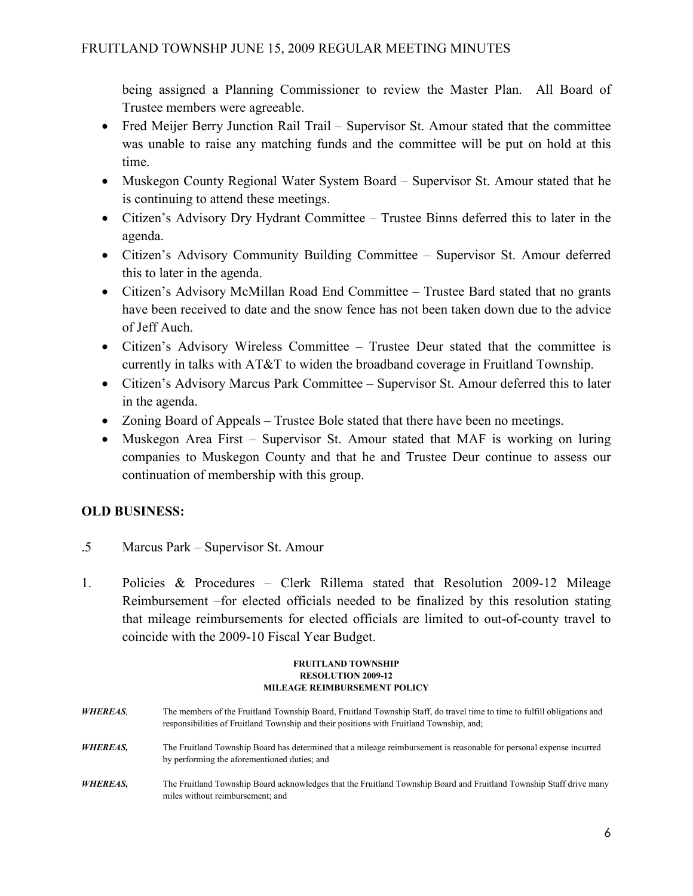being assigned a Planning Commissioner to review the Master Plan. All Board of Trustee members were agreeable.

- Fred Meijer Berry Junction Rail Trail – Supervisor St. Amour stated that the committee was unable to raise any matching funds and the committee will be put on hold at this time.
- Muskegon County Regional Water System Board – Supervisor St. Amour stated that he is continuing to attend these meetings.
- Citizen's Advisory Dry Hydrant Committee – Trustee Binns deferred this to later in the agenda.
- Citizen's Advisory Community Building Committee – Supervisor St. Amour deferred this to later in the agenda.
- Citizen's Advisory McMillan Road End Committee – Trustee Bard stated that no grants have been received to date and the snow fence has not been taken down due to the advice of Jeff Auch.
- Citizen's Advisory Wireless Committee – Trustee Deur stated that the committee is currently in talks with AT&T to widen the broadband coverage in Fruitland Township.
- Citizen's Advisory Marcus Park Committee – Supervisor St. Amour deferred this to later in the agenda.
- Zoning Board of Appeals – Trustee Bole stated that there have been no meetings.
- Muskegon Area First – Supervisor St. Amour stated that MAF is working on luring companies to Muskegon County and that he and Trustee Deur continue to assess our continuation of membership with this group.

## OLD BUSINESS:

.5 Marcus Park – Supervisor St. Amour

1. Policies & Procedures – Clerk Rillema stated that Resolution 2009-12 Mileage Reimbursement –for elected officials needed to be finalized by this resolution stating that mileage reimbursements for elected officials are limited to out-of-county travel to coincide with the 2009-10 Fiscal Year Budget.

**FRUITLAND TOWNSHIP**
**RESOLUTION 2009-12**
**MILEAGE REIMBURSEMENT POLICY**

***WHEREAS,*** The members of the Fruitland Township Board, Fruitland Township Staff, do travel time to time to fulfill obligations and responsibilities of Fruitland Township and their positions with Fruitland Township, and;

***WHEREAS,*** The Fruitland Township Board has determined that a mileage reimbursement is reasonable for personal expense incurred by performing the aforementioned duties; and

***WHEREAS,*** The Fruitland Township Board acknowledges that the Fruitland Township Board and Fruitland Township Staff drive many miles without reimbursement; and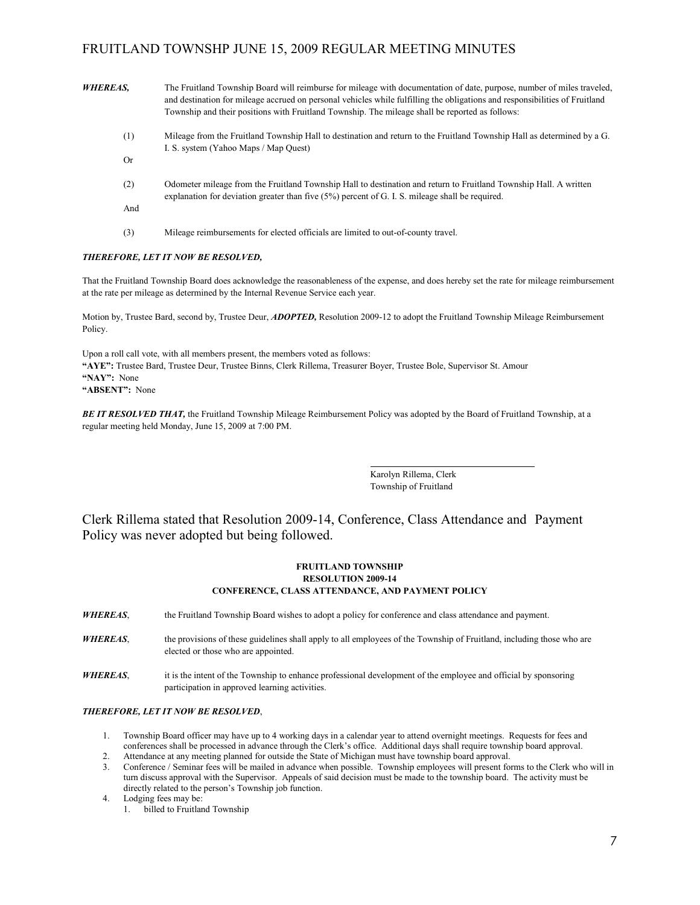***WHEREAS,*** The Fruitland Township Board will reimburse for mileage with documentation of date, purpose, number of miles traveled, and destination for mileage accrued on personal vehicles while fulfilling the obligations and responsibilities of Fruitland Township and their positions with Fruitland Township. The mileage shall be reported as follows:

(1) Mileage from the Fruitland Township Hall to destination and return to the Fruitland Township Hall as determined by a G. I. S. system (Yahoo Maps / Map Quest)

Or

(2) Odometer mileage from the Fruitland Township Hall to destination and return to Fruitland Township Hall. A written explanation for deviation greater than five (5%) percent of G. I. S. mileage shall be required.

And

(3) Mileage reimbursements for elected officials are limited to out-of-county travel.

***THEREFORE, LET IT NOW BE RESOLVED,***

That the Fruitland Township Board does acknowledge the reasonableness of the expense, and does hereby set the rate for mileage reimbursement at the rate per mileage as determined by the Internal Revenue Service each year.

Motion by, Trustee Bard, second by, Trustee Deur, ***ADOPTED,*** Resolution 2009-12 to adopt the Fruitland Township Mileage Reimbursement Policy.

Upon a roll call vote, with all members present, the members voted as follows:
**"AYE":** Trustee Bard, Trustee Deur, Trustee Binns, Clerk Rillema, Treasurer Boyer, Trustee Bole, Supervisor St. Amour
**"NAY":** None
**"ABSENT":** None

***BE IT RESOLVED THAT,*** the Fruitland Township Mileage Reimbursement Policy was adopted by the Board of Fruitland Township, at a regular meeting held Monday, June 15, 2009 at 7:00 PM.

Karolyn Rillema, Clerk
Township of Fruitland

Clerk Rillema stated that Resolution 2009-14, Conference, Class Attendance and Payment Policy was never adopted but being followed.

**FRUITLAND TOWNSHIP**
**RESOLUTION 2009-14**
**CONFERENCE, CLASS ATTENDANCE, AND PAYMENT POLICY**

***WHEREAS***, the Fruitland Township Board wishes to adopt a policy for conference and class attendance and payment.

***WHEREAS***, the provisions of these guidelines shall apply to all employees of the Township of Fruitland, including those who are elected or those who are appointed.

***WHEREAS***, it is the intent of the Township to enhance professional development of the employee and official by sponsoring participation in approved learning activities.

***THEREFORE, LET IT NOW BE RESOLVED***,

1. Township Board officer may have up to 4 working days in a calendar year to attend overnight meetings. Requests for fees and conferences shall be processed in advance through the Clerk's office. Additional days shall require township board approval.
2. Attendance at any meeting planned for outside the State of Michigan must have township board approval.
3. Conference / Seminar fees will be mailed in advance when possible. Township employees will present forms to the Clerk who will in turn discuss approval with the Supervisor. Appeals of said decision must be made to the township board. The activity must be directly related to the person's Township job function.
4. Lodging fees may be:
   1. billed to Fruitland Township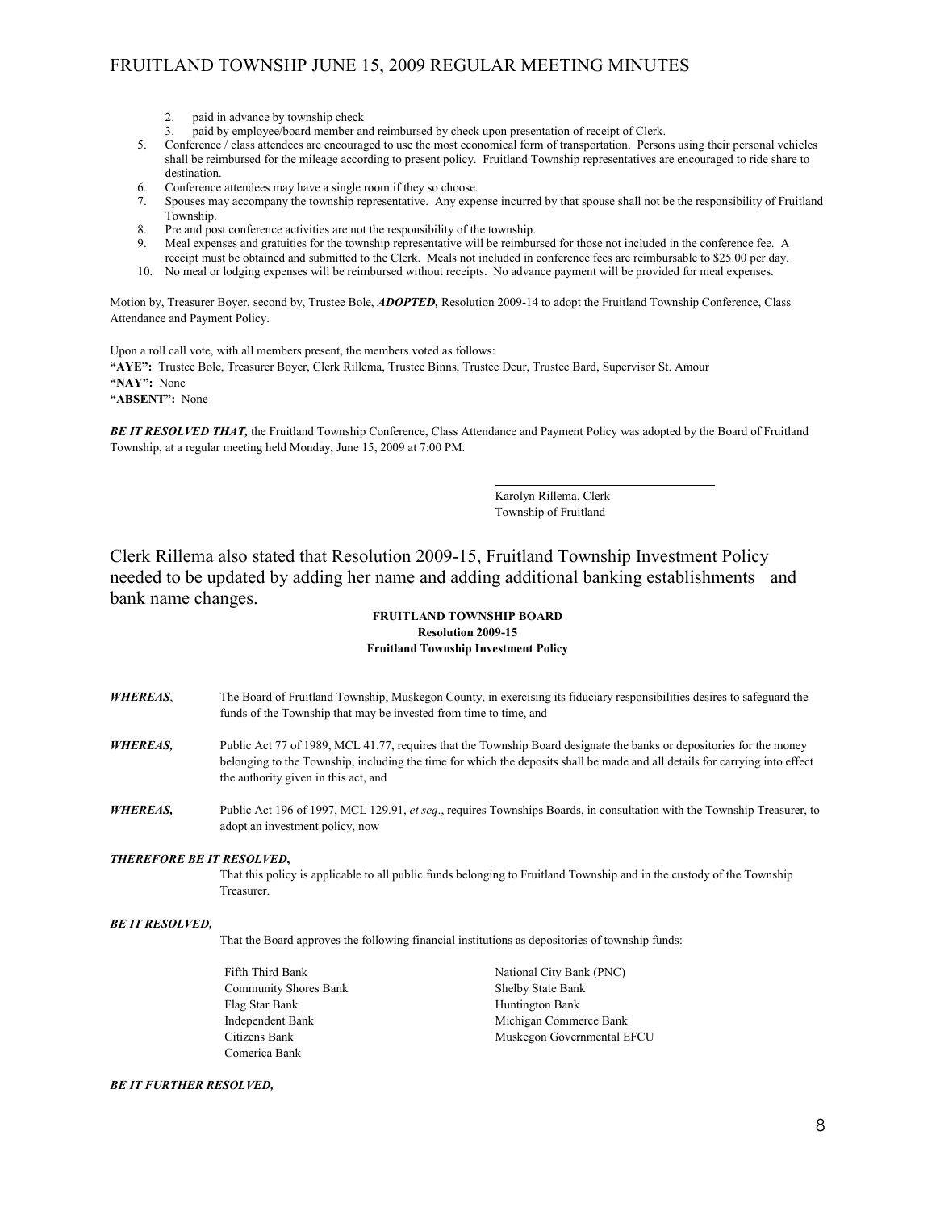2. paid in advance by township check
3. paid by employee/board member and reimbursed by check upon presentation of receipt of Clerk.

5. Conference / class attendees are encouraged to use the most economical form of transportation. Persons using their personal vehicles shall be reimbursed for the mileage according to present policy. Fruitland Township representatives are encouraged to ride share to destination.
6. Conference attendees may have a single room if they so choose.
7. Spouses may accompany the township representative. Any expense incurred by that spouse shall not be the responsibility of Fruitland Township.
8. Pre and post conference activities are not the responsibility of the township.
9. Meal expenses and gratuities for the township representative will be reimbursed for those not included in the conference fee. A receipt must be obtained and submitted to the Clerk. Meals not included in conference fees are reimbursable to $25.00 per day.
10. No meal or lodging expenses will be reimbursed without receipts. No advance payment will be provided for meal expenses.

Motion by, Treasurer Boyer, second by, Trustee Bole, ***ADOPTED,*** Resolution 2009-14 to adopt the Fruitland Township Conference, Class Attendance and Payment Policy.

Upon a roll call vote, with all members present, the members voted as follows:
**"AYE":** Trustee Bole, Treasurer Boyer, Clerk Rillema, Trustee Binns, Trustee Deur, Trustee Bard, Supervisor St. Amour
**"NAY":** None
**"ABSENT":** None

***BE IT RESOLVED THAT,*** the Fruitland Township Conference, Class Attendance and Payment Policy was adopted by the Board of Fruitland Township, at a regular meeting held Monday, June 15, 2009 at 7:00 PM.

Karolyn Rillema, Clerk
Township of Fruitland

Clerk Rillema also stated that Resolution 2009-15, Fruitland Township Investment Policy needed to be updated by adding her name and adding additional banking establishments and bank name changes.

**FRUITLAND TOWNSHIP BOARD**
**Resolution 2009-15**
**Fruitland Township Investment Policy**

***WHEREAS***, The Board of Fruitland Township, Muskegon County, in exercising its fiduciary responsibilities desires to safeguard the funds of the Township that may be invested from time to time, and

***WHEREAS,*** Public Act 77 of 1989, MCL 41.77, requires that the Township Board designate the banks or depositories for the money belonging to the Township, including the time for which the deposits shall be made and all details for carrying into effect the authority given in this act, and

***WHEREAS,*** Public Act 196 of 1997, MCL 129.91, *et seq*., requires Townships Boards, in consultation with the Township Treasurer, to adopt an investment policy, now

***THEREFORE BE IT RESOLVED,***
That this policy is applicable to all public funds belonging to Fruitland Township and in the custody of the Township Treasurer.

***BE IT RESOLVED,***
That the Board approves the following financial institutions as depositories of township funds:

- Fifth Third Bank
- Community Shores Bank
- Flag Star Bank
- Independent Bank
- Citizens Bank
- Comerica Bank
- National City Bank (PNC)
- Shelby State Bank
- Huntington Bank
- Michigan Commerce Bank
- Muskegon Governmental EFCU

***BE IT FURTHER RESOLVED,***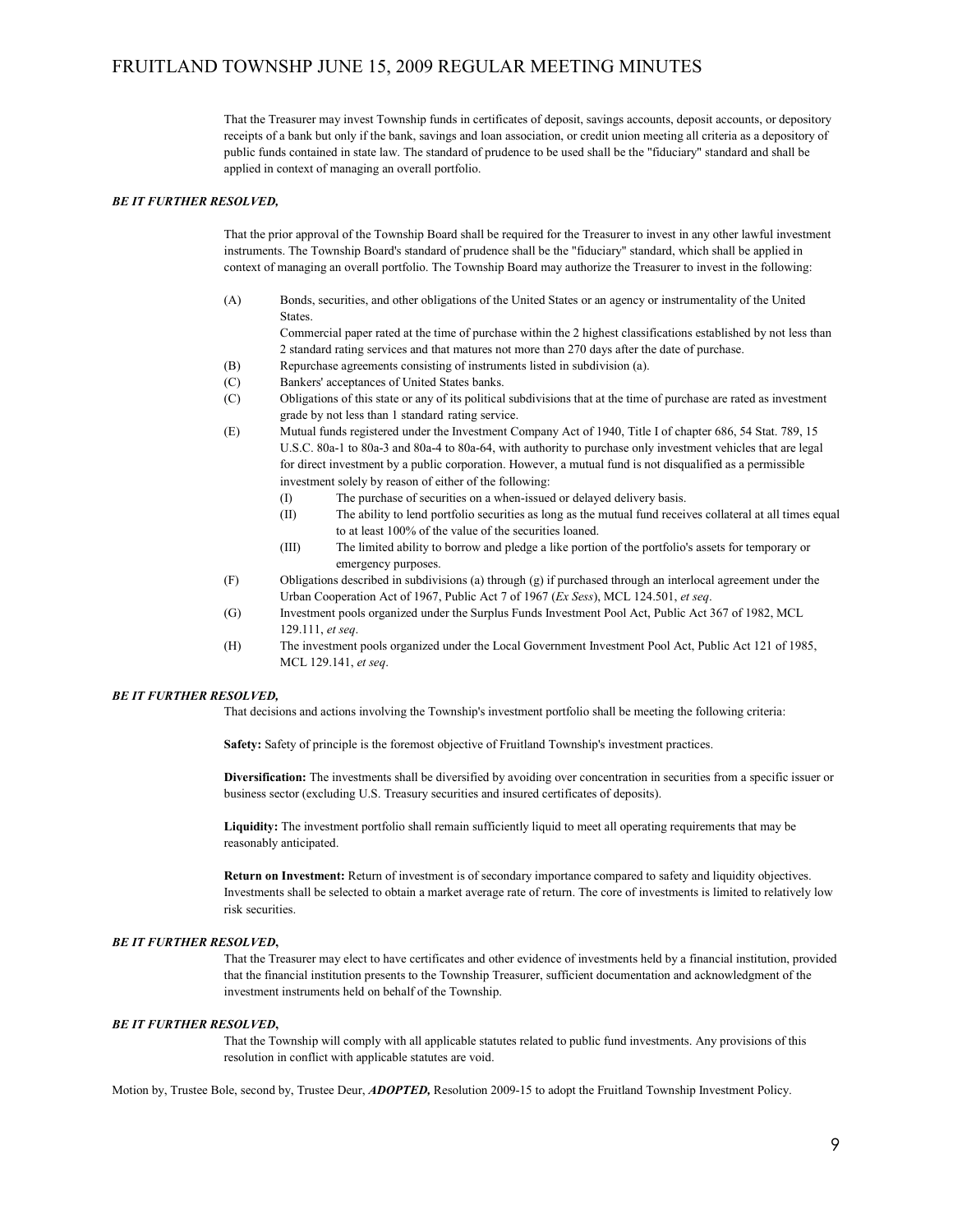That the Treasurer may invest Township funds in certificates of deposit, savings accounts, deposit accounts, or depository receipts of a bank but only if the bank, savings and loan association, or credit union meeting all criteria as a depository of public funds contained in state law. The standard of prudence to be used shall be the "fiduciary" standard and shall be applied in context of managing an overall portfolio.

***BE IT FURTHER RESOLVED,***

That the prior approval of the Township Board shall be required for the Treasurer to invest in any other lawful investment instruments. The Township Board's standard of prudence shall be the "fiduciary" standard, which shall be applied in context of managing an overall portfolio. The Township Board may authorize the Treasurer to invest in the following:

(A) Bonds, securities, and other obligations of the United States or an agency or instrumentality of the United States.
Commercial paper rated at the time of purchase within the 2 highest classifications established by not less than 2 standard rating services and that matures not more than 270 days after the date of purchase.

(B) Repurchase agreements consisting of instruments listed in subdivision (a).

(C) Bankers' acceptances of United States banks.

(C) Obligations of this state or any of its political subdivisions that at the time of purchase are rated as investment grade by not less than 1 standard rating service.

(E) Mutual funds registered under the Investment Company Act of 1940, Title I of chapter 686, 54 Stat. 789, 15 U.S.C. 80a-1 to 80a-3 and 80a-4 to 80a-64, with authority to purchase only investment vehicles that are legal for direct investment by a public corporation. However, a mutual fund is not disqualified as a permissible investment solely by reason of either of the following:
   - (I) The purchase of securities on a when-issued or delayed delivery basis.
   - (II) The ability to lend portfolio securities as long as the mutual fund receives collateral at all times equal to at least 100% of the value of the securities loaned.
   - (III) The limited ability to borrow and pledge a like portion of the portfolio's assets for temporary or emergency purposes.

(F) Obligations described in subdivisions (a) through (g) if purchased through an interlocal agreement under the Urban Cooperation Act of 1967, Public Act 7 of 1967 (*Ex Sess*), MCL 124.501, *et seq*.

(G) Investment pools organized under the Surplus Funds Investment Pool Act, Public Act 367 of 1982, MCL 129.111, *et seq*.

(H) The investment pools organized under the Local Government Investment Pool Act, Public Act 121 of 1985, MCL 129.141, *et seq*.

***BE IT FURTHER RESOLVED,***

That decisions and actions involving the Township's investment portfolio shall be meeting the following criteria:

**Safety:** Safety of principle is the foremost objective of Fruitland Township's investment practices.

**Diversification:** The investments shall be diversified by avoiding over concentration in securities from a specific issuer or business sector (excluding U.S. Treasury securities and insured certificates of deposits).

**Liquidity:** The investment portfolio shall remain sufficiently liquid to meet all operating requirements that may be reasonably anticipated.

**Return on Investment:** Return of investment is of secondary importance compared to safety and liquidity objectives. Investments shall be selected to obtain a market average rate of return. The core of investments is limited to relatively low risk securities.

***BE IT FURTHER RESOLVED,***

That the Treasurer may elect to have certificates and other evidence of investments held by a financial institution, provided that the financial institution presents to the Township Treasurer, sufficient documentation and acknowledgment of the investment instruments held on behalf of the Township.

***BE IT FURTHER RESOLVED,***

That the Township will comply with all applicable statutes related to public fund investments. Any provisions of this resolution in conflict with applicable statutes are void.

Motion by, Trustee Bole, second by, Trustee Deur, ***ADOPTED,*** Resolution 2009-15 to adopt the Fruitland Township Investment Policy.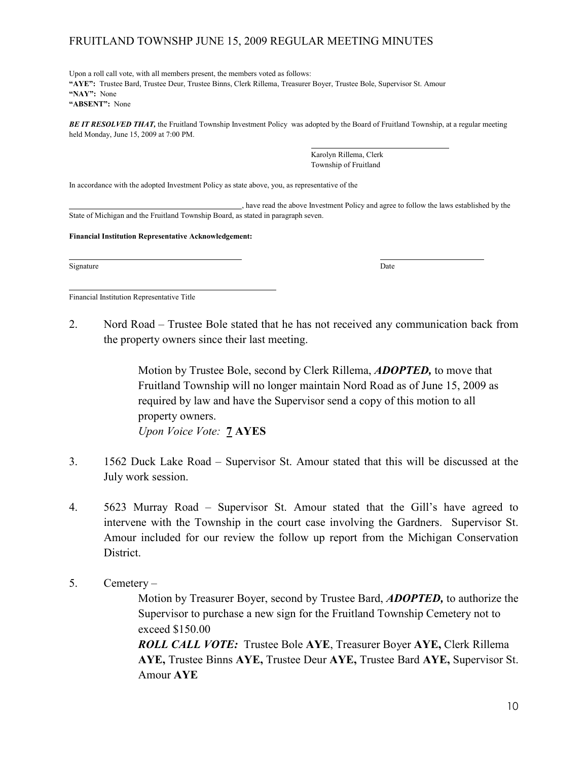Upon a roll call vote, with all members present, the members voted as follows:
**"AYE":** Trustee Bard, Trustee Deur, Trustee Binns, Clerk Rillema, Treasurer Boyer, Trustee Bole, Supervisor St. Amour
**"NAY":** None
**"ABSENT":** None

***BE IT RESOLVED THAT,*** the Fruitland Township Investment Policy was adopted by the Board of Fruitland Township, at a regular meeting held Monday, June 15, 2009 at 7:00 PM.

\_\_\_\_\_\_\_\_\_\_\_\_\_\_\_\_\_\_\_\_\_\_\_\_\_\_\_\_\_\_\_\_
Karolyn Rillema, Clerk
Township of Fruitland

In accordance with the adopted Investment Policy as state above, you, as representative of the

\_\_\_\_\_\_\_\_\_\_\_\_\_\_\_\_\_\_\_\_\_\_\_\_\_\_\_\_\_\_\_\_\_\_\_\_\_\_\_\_, have read the above Investment Policy and agree to follow the laws established by the State of Michigan and the Fruitland Township Board, as stated in paragraph seven.

**Financial Institution Representative Acknowledgement:**

\_\_\_\_\_\_\_\_\_\_\_\_\_\_\_\_\_\_\_\_\_\_\_\_\_\_\_\_\_\_\_\_\_\_\_\_\_\_\_\_ \_\_\_\_\_\_\_\_\_\_\_\_\_\_\_\_\_\_\_\_\_\_\_\_
Signature Date

\_\_\_\_\_\_\_\_\_\_\_\_\_\_\_\_\_\_\_\_\_\_\_\_\_\_\_\_\_\_\_\_\_\_\_\_\_\_\_\_\_\_\_\_\_\_
Financial Institution Representative Title

2. Nord Road – Trustee Bole stated that he has not received any communication back from the property owners since their last meeting.

   Motion by Trustee Bole, second by Clerk Rillema, ***ADOPTED,*** to move that Fruitland Township will no longer maintain Nord Road as of June 15, 2009 as required by law and have the Supervisor send a copy of this motion to all property owners.
   *Upon Voice Vote:* **7 AYES**

3. 1562 Duck Lake Road – Supervisor St. Amour stated that this will be discussed at the July work session.

4. 5623 Murray Road – Supervisor St. Amour stated that the Gill's have agreed to intervene with the Township in the court case involving the Gardners. Supervisor St. Amour included for our review the follow up report from the Michigan Conservation District.

5. Cemetery –

   Motion by Treasurer Boyer, second by Trustee Bard, ***ADOPTED,*** to authorize the Supervisor to purchase a new sign for the Fruitland Township Cemetery not to exceed $150.00
   ***ROLL CALL VOTE:*** Trustee Bole **AYE**, Treasurer Boyer **AYE,** Clerk Rillema **AYE,** Trustee Binns **AYE,** Trustee Deur **AYE,** Trustee Bard **AYE,** Supervisor St. Amour **AYE**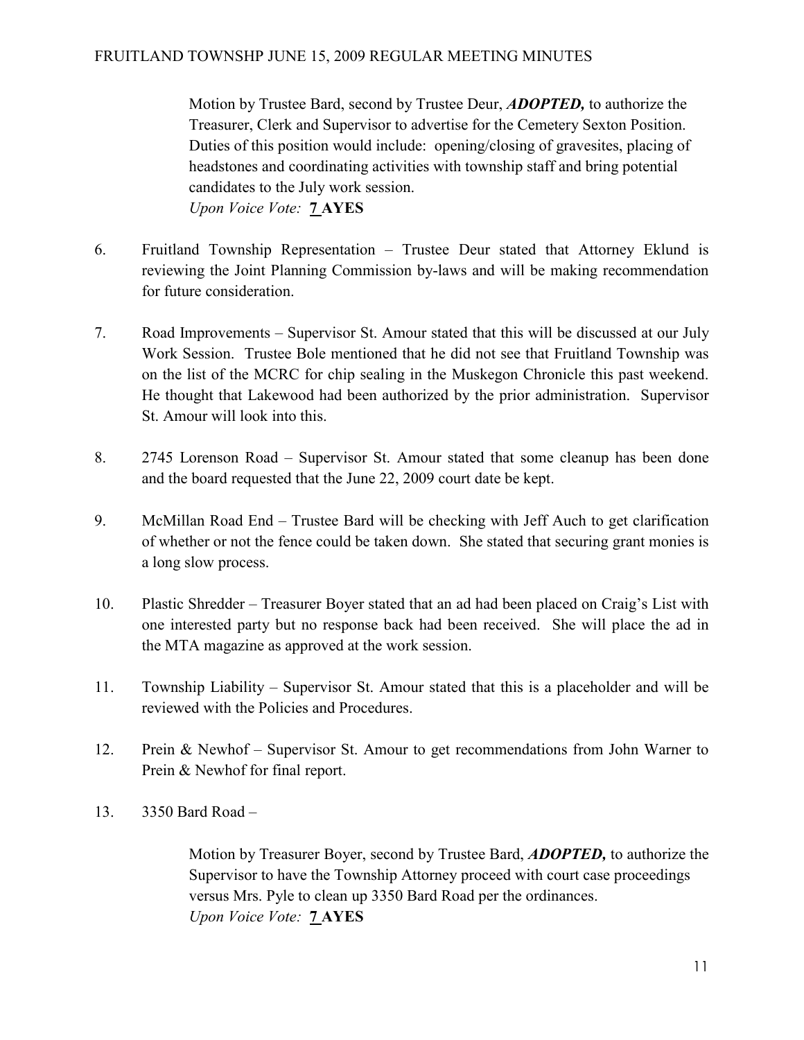Motion by Trustee Bard, second by Trustee Deur, ***ADOPTED,*** to authorize the Treasurer, Clerk and Supervisor to advertise for the Cemetery Sexton Position. Duties of this position would include: opening/closing of gravesites, placing of headstones and coordinating activities with township staff and bring potential candidates to the July work session.
*Upon Voice Vote:* **7 AYES**

6. Fruitland Township Representation – Trustee Deur stated that Attorney Eklund is reviewing the Joint Planning Commission by-laws and will be making recommendation for future consideration.

7. Road Improvements – Supervisor St. Amour stated that this will be discussed at our July Work Session. Trustee Bole mentioned that he did not see that Fruitland Township was on the list of the MCRC for chip sealing in the Muskegon Chronicle this past weekend. He thought that Lakewood had been authorized by the prior administration. Supervisor St. Amour will look into this.

8. 2745 Lorenson Road – Supervisor St. Amour stated that some cleanup has been done and the board requested that the June 22, 2009 court date be kept.

9. McMillan Road End – Trustee Bard will be checking with Jeff Auch to get clarification of whether or not the fence could be taken down. She stated that securing grant monies is a long slow process.

10. Plastic Shredder – Treasurer Boyer stated that an ad had been placed on Craig's List with one interested party but no response back had been received. She will place the ad in the MTA magazine as approved at the work session.

11. Township Liability – Supervisor St. Amour stated that this is a placeholder and will be reviewed with the Policies and Procedures.

12. Prein & Newhof – Supervisor St. Amour to get recommendations from John Warner to Prein & Newhof for final report.

13. 3350 Bard Road –

    Motion by Treasurer Boyer, second by Trustee Bard, ***ADOPTED,*** to authorize the Supervisor to have the Township Attorney proceed with court case proceedings versus Mrs. Pyle to clean up 3350 Bard Road per the ordinances.
    *Upon Voice Vote:* **7 AYES**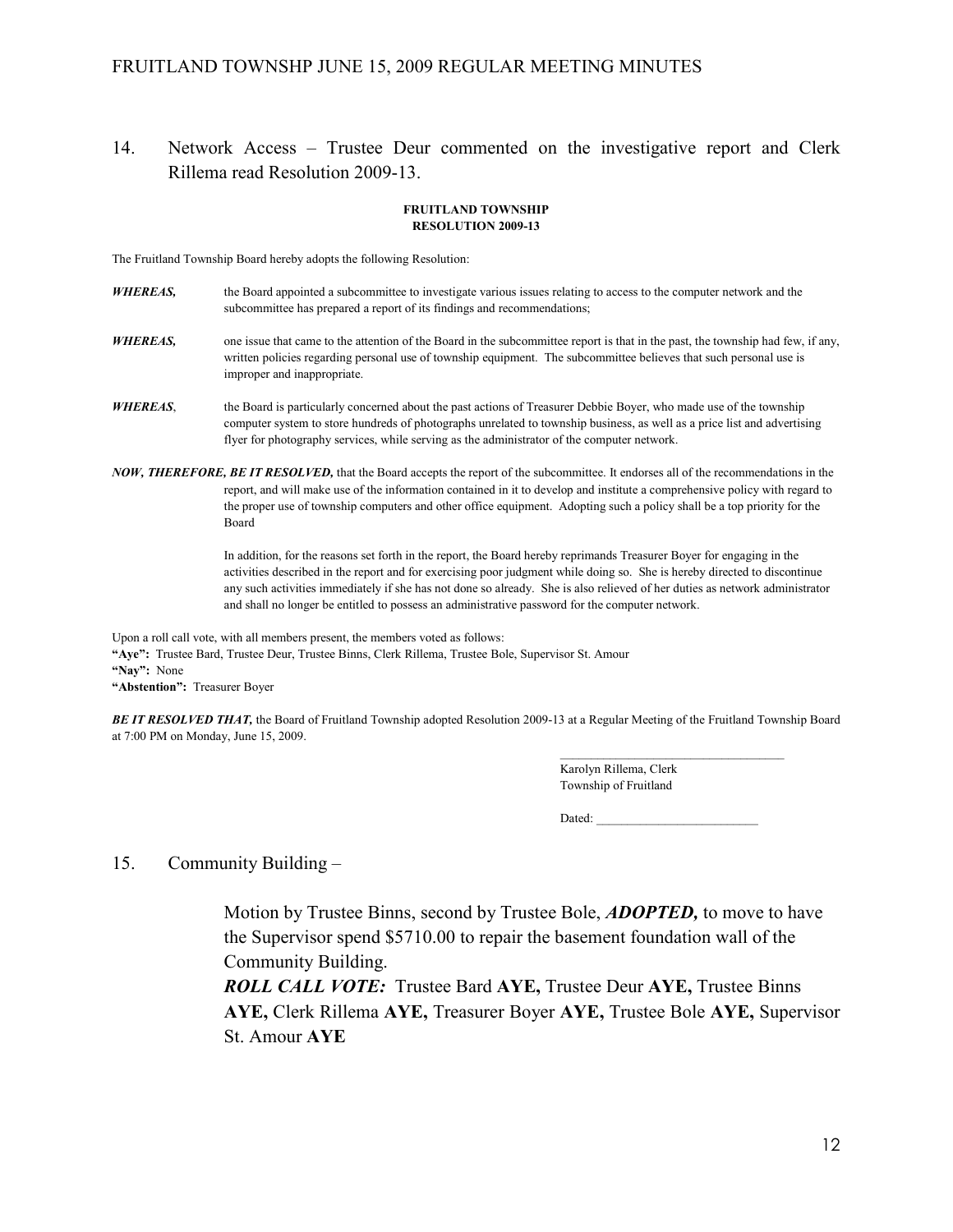14. Network Access – Trustee Deur commented on the investigative report and Clerk Rillema read Resolution 2009-13.

**FRUITLAND TOWNSHIP**
**RESOLUTION 2009-13**

The Fruitland Township Board hereby adopts the following Resolution:

***WHEREAS,*** the Board appointed a subcommittee to investigate various issues relating to access to the computer network and the subcommittee has prepared a report of its findings and recommendations;

***WHEREAS,*** one issue that came to the attention of the Board in the subcommittee report is that in the past, the township had few, if any, written policies regarding personal use of township equipment. The subcommittee believes that such personal use is improper and inappropriate.

***WHEREAS***, the Board is particularly concerned about the past actions of Treasurer Debbie Boyer, who made use of the township computer system to store hundreds of photographs unrelated to township business, as well as a price list and advertising flyer for photography services, while serving as the administrator of the computer network.

***NOW, THEREFORE, BE IT RESOLVED,*** that the Board accepts the report of the subcommittee. It endorses all of the recommendations in the report, and will make use of the information contained in it to develop and institute a comprehensive policy with regard to the proper use of township computers and other office equipment. Adopting such a policy shall be a top priority for the Board

In addition, for the reasons set forth in the report, the Board hereby reprimands Treasurer Boyer for engaging in the activities described in the report and for exercising poor judgment while doing so. She is hereby directed to discontinue any such activities immediately if she has not done so already. She is also relieved of her duties as network administrator and shall no longer be entitled to possess an administrative password for the computer network.

Upon a roll call vote, with all members present, the members voted as follows:
**"Aye":** Trustee Bard, Trustee Deur, Trustee Binns, Clerk Rillema, Trustee Bole, Supervisor St. Amour
**"Nay":** None
**"Abstention":** Treasurer Boyer

***BE IT RESOLVED THAT,*** the Board of Fruitland Township adopted Resolution 2009-13 at a Regular Meeting of the Fruitland Township Board at 7:00 PM on Monday, June 15, 2009.

\_\_\_\_\_\_\_\_\_\_\_\_\_\_\_\_\_\_\_\_\_\_\_\_\_\_\_\_\_\_\_\_\_\_\_
Karolyn Rillema, Clerk
Township of Fruitland

Dated: \_\_\_\_\_\_\_\_\_\_\_\_\_\_\_\_\_\_\_\_\_\_\_\_\_\_

15. Community Building –

Motion by Trustee Binns, second by Trustee Bole, ***ADOPTED,*** to move to have the Supervisor spend $5710.00 to repair the basement foundation wall of the Community Building.
***ROLL CALL VOTE:*** Trustee Bard **AYE,** Trustee Deur **AYE,** Trustee Binns **AYE,** Clerk Rillema **AYE,** Treasurer Boyer **AYE,** Trustee Bole **AYE,** Supervisor St. Amour **AYE**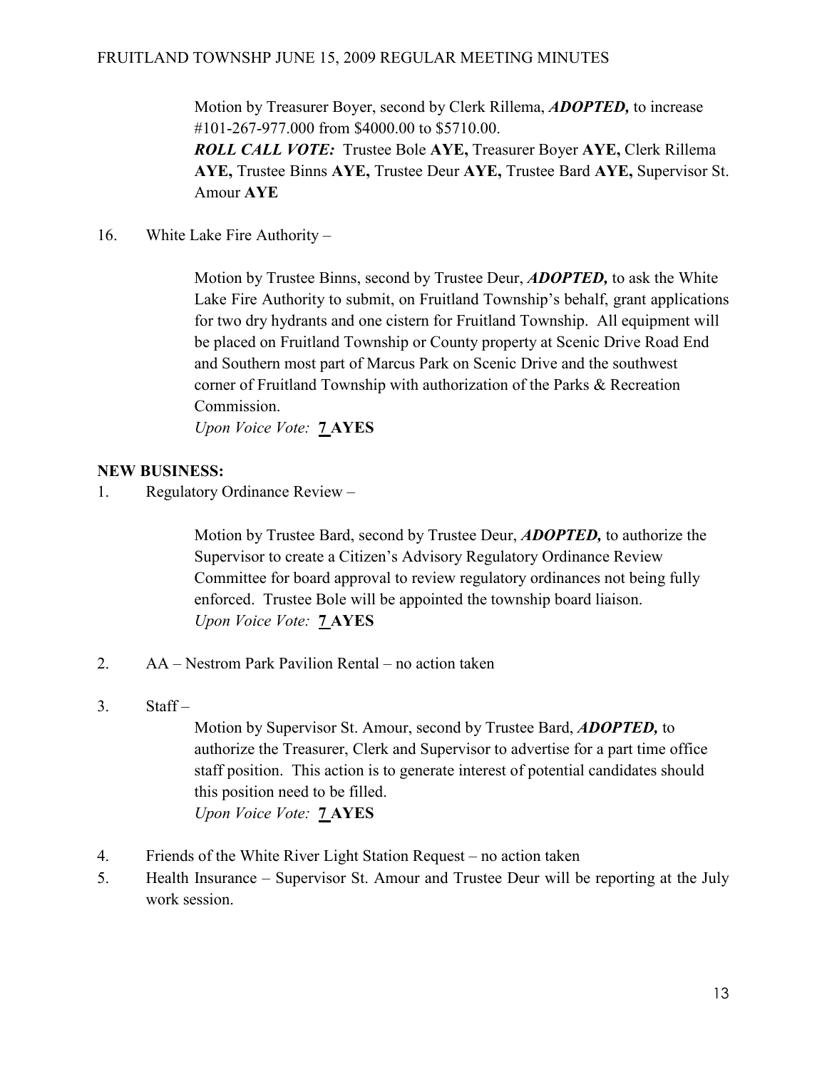Motion by Treasurer Boyer, second by Clerk Rillema, ***ADOPTED,*** to increase #101-267-977.000 from $4000.00 to $5710.00.
***ROLL CALL VOTE:*** Trustee Bole **AYE,** Treasurer Boyer **AYE,** Clerk Rillema **AYE,** Trustee Binns **AYE,** Trustee Deur **AYE,** Trustee Bard **AYE,** Supervisor St. Amour **AYE**

16. White Lake Fire Authority –

Motion by Trustee Binns, second by Trustee Deur, ***ADOPTED,*** to ask the White Lake Fire Authority to submit, on Fruitland Township's behalf, grant applications for two dry hydrants and one cistern for Fruitland Township. All equipment will be placed on Fruitland Township or County property at Scenic Drive Road End and Southern most part of Marcus Park on Scenic Drive and the southwest corner of Fruitland Township with authorization of the Parks & Recreation Commission.
*Upon Voice Vote:* **7 AYES**

**NEW BUSINESS:**

1. Regulatory Ordinance Review –

Motion by Trustee Bard, second by Trustee Deur, ***ADOPTED,*** to authorize the Supervisor to create a Citizen's Advisory Regulatory Ordinance Review Committee for board approval to review regulatory ordinances not being fully enforced. Trustee Bole will be appointed the township board liaison.
*Upon Voice Vote:* **7 AYES**

2. AA – Nestrom Park Pavilion Rental – no action taken

3. Staff –

Motion by Supervisor St. Amour, second by Trustee Bard, ***ADOPTED,*** to authorize the Treasurer, Clerk and Supervisor to advertise for a part time office staff position. This action is to generate interest of potential candidates should this position need to be filled.
*Upon Voice Vote:* **7 AYES**

4. Friends of the White River Light Station Request – no action taken
5. Health Insurance – Supervisor St. Amour and Trustee Deur will be reporting at the July work session.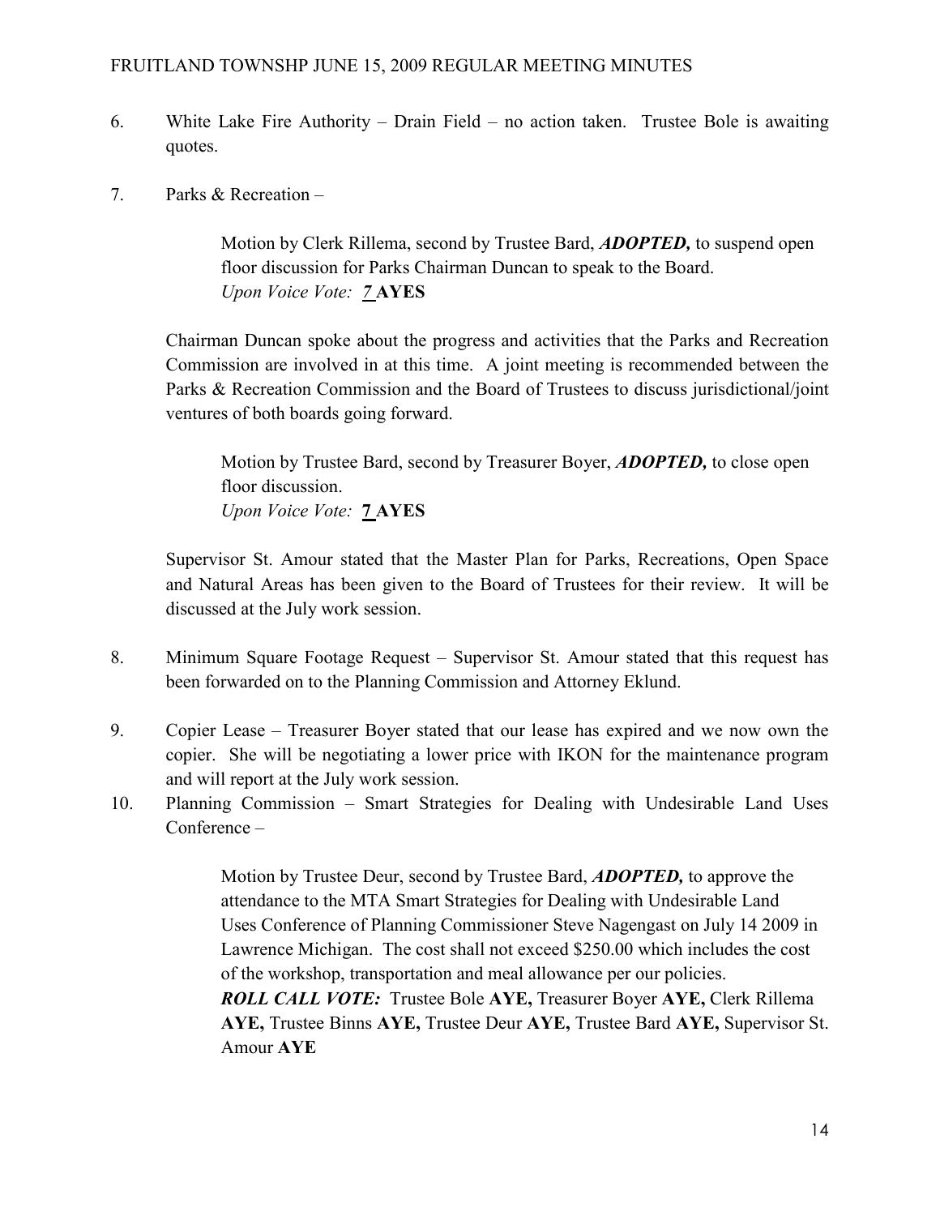6. White Lake Fire Authority – Drain Field – no action taken. Trustee Bole is awaiting quotes.

7. Parks & Recreation –

   Motion by Clerk Rillema, second by Trustee Bard, ***ADOPTED,*** to suspend open floor discussion for Parks Chairman Duncan to speak to the Board.
   *Upon Voice Vote:* *7* **AYES**

   Chairman Duncan spoke about the progress and activities that the Parks and Recreation Commission are involved in at this time. A joint meeting is recommended between the Parks & Recreation Commission and the Board of Trustees to discuss jurisdictional/joint ventures of both boards going forward.

   Motion by Trustee Bard, second by Treasurer Boyer, ***ADOPTED,*** to close open floor discussion.
   *Upon Voice Vote:* **7 AYES**

   Supervisor St. Amour stated that the Master Plan for Parks, Recreations, Open Space and Natural Areas has been given to the Board of Trustees for their review. It will be discussed at the July work session.

8. Minimum Square Footage Request – Supervisor St. Amour stated that this request has been forwarded on to the Planning Commission and Attorney Eklund.

9. Copier Lease – Treasurer Boyer stated that our lease has expired and we now own the copier. She will be negotiating a lower price with IKON for the maintenance program and will report at the July work session.

10. Planning Commission – Smart Strategies for Dealing with Undesirable Land Uses Conference –

    Motion by Trustee Deur, second by Trustee Bard, ***ADOPTED,*** to approve the attendance to the MTA Smart Strategies for Dealing with Undesirable Land Uses Conference of Planning Commissioner Steve Nagengast on July 14 2009 in Lawrence Michigan. The cost shall not exceed $250.00 which includes the cost of the workshop, transportation and meal allowance per our policies.
    ***ROLL CALL VOTE:*** Trustee Bole **AYE,** Treasurer Boyer **AYE,** Clerk Rillema **AYE,** Trustee Binns **AYE,** Trustee Deur **AYE,** Trustee Bard **AYE,** Supervisor St. Amour **AYE**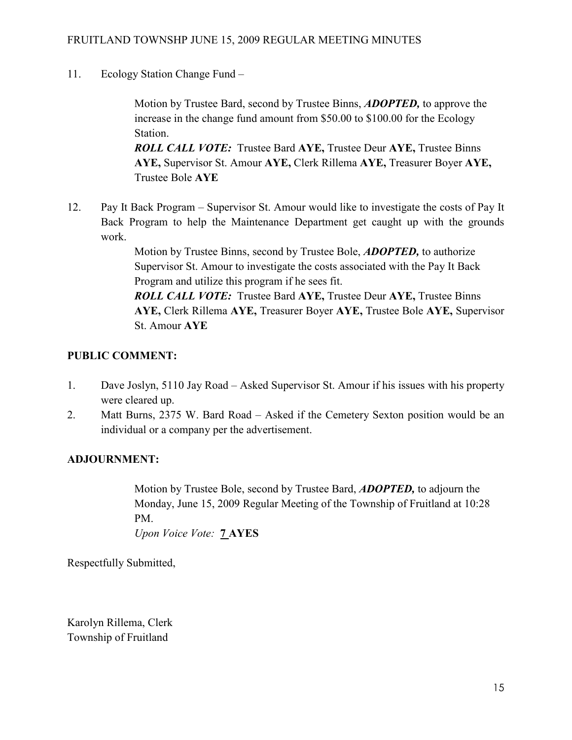11. Ecology Station Change Fund –

    Motion by Trustee Bard, second by Trustee Binns, ***ADOPTED,*** to approve the increase in the change fund amount from $50.00 to $100.00 for the Ecology Station.
    ***ROLL CALL VOTE:*** Trustee Bard **AYE,** Trustee Deur **AYE,** Trustee Binns **AYE,** Supervisor St. Amour **AYE,** Clerk Rillema **AYE,** Treasurer Boyer **AYE,** Trustee Bole **AYE**

12. Pay It Back Program – Supervisor St. Amour would like to investigate the costs of Pay It Back Program to help the Maintenance Department get caught up with the grounds work.

    Motion by Trustee Binns, second by Trustee Bole, ***ADOPTED,*** to authorize Supervisor St. Amour to investigate the costs associated with the Pay It Back Program and utilize this program if he sees fit.
    ***ROLL CALL VOTE:*** Trustee Bard **AYE,** Trustee Deur **AYE,** Trustee Binns **AYE,** Clerk Rillema **AYE,** Treasurer Boyer **AYE,** Trustee Bole **AYE,** Supervisor St. Amour **AYE**

**PUBLIC COMMENT:**

1. Dave Joslyn, 5110 Jay Road – Asked Supervisor St. Amour if his issues with his property were cleared up.
2. Matt Burns, 2375 W. Bard Road – Asked if the Cemetery Sexton position would be an individual or a company per the advertisement.

**ADJOURNMENT:**

Motion by Trustee Bole, second by Trustee Bard, ***ADOPTED,*** to adjourn the Monday, June 15, 2009 Regular Meeting of the Township of Fruitland at 10:28 PM.
*Upon Voice Vote:* **7 AYES**

Respectfully Submitted,

Karolyn Rillema, Clerk
Township of Fruitland